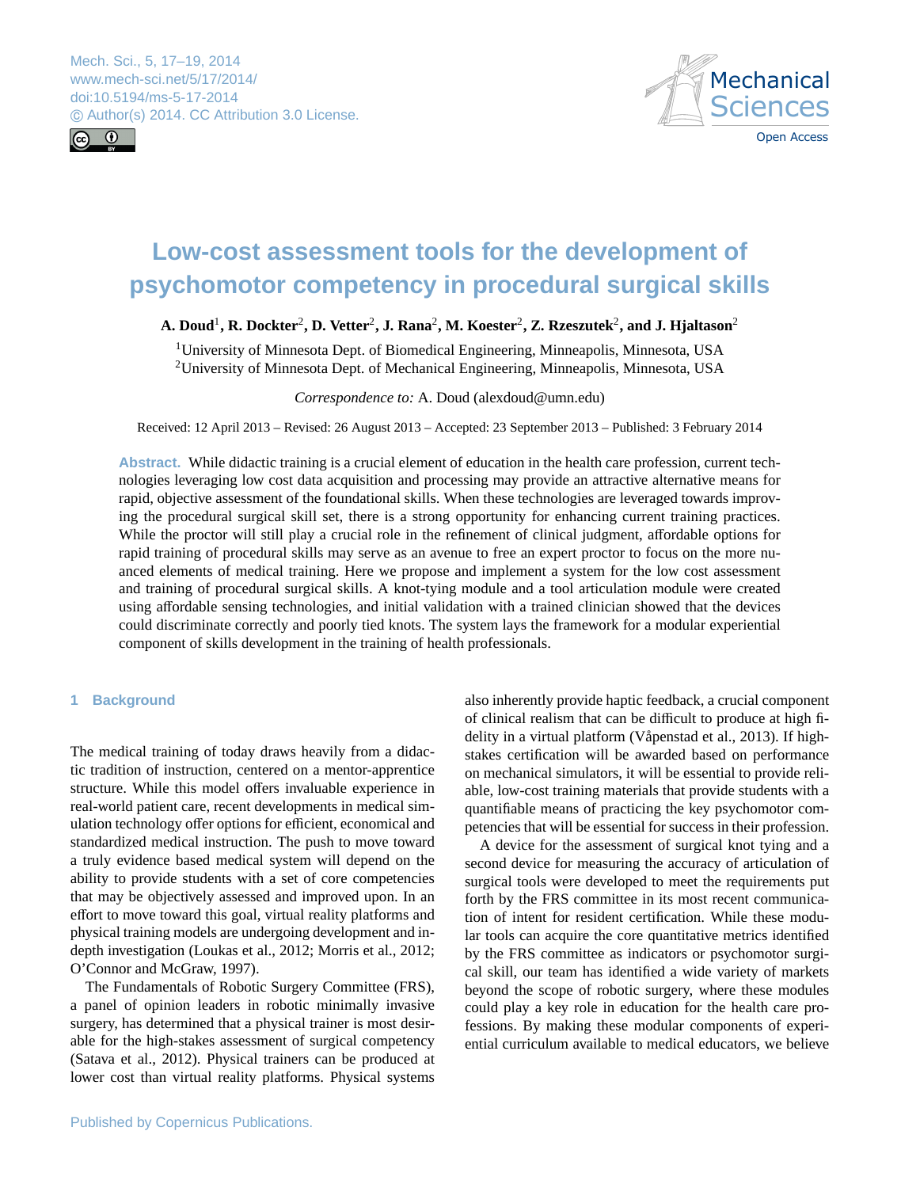# Low-cost assessment tools for the development of psychomotor competency in procedural surgical skills

**A. Doud[1], R. Dockter[2], D. Vetter[2], J. Rana[2], M. Koester[2], Z. Rzeszutek[2], and J. Hjaltason[2]**

[1]University of Minnesota Dept. of Biomedical Engineering, Minneapolis, Minnesota, USA
[2]University of Minnesota Dept. of Mechanical Engineering, Minneapolis, Minnesota, USA

*Correspondence to:* A. Doud (alexdoud@umn.edu)

Received: 12 April 2013 – Revised: 26 August 2013 – Accepted: 23 September 2013 – Published: 3 February 2014

**Abstract.** While didactic training is a crucial element of education in the health care profession, current technologies leveraging low cost data acquisition and processing may provide an attractive alternative means for rapid, objective assessment of the foundational skills. When these technologies are leveraged towards improving the procedural surgical skill set, there is a strong opportunity for enhancing current training practices. While the proctor will still play a crucial role in the refinement of clinical judgment, affordable options for rapid training of procedural skills may serve as an avenue to free an expert proctor to focus on the more nuanced elements of medical training. Here we propose and implement a system for the low cost assessment and training of procedural surgical skills. A knot-tying module and a tool articulation module were created using affordable sensing technologies, and initial validation with a trained clinician showed that the devices could discriminate correctly and poorly tied knots. The system lays the framework for a modular experiential component of skills development in the training of health professionals.

## 1 Background

The medical training of today draws heavily from a didactic tradition of instruction, centered on a mentor-apprentice structure. While this model offers invaluable experience in real-world patient care, recent developments in medical simulation technology offer options for efficient, economical and standardized medical instruction. The push to move toward a truly evidence based medical system will depend on the ability to provide students with a set of core competencies that may be objectively assessed and improved upon. In an effort to move toward this goal, virtual reality platforms and physical training models are undergoing development and in-depth investigation (Loukas et al., 2012; Morris et al., 2012; O'Connor and McGraw, 1997).

The Fundamentals of Robotic Surgery Committee (FRS), a panel of opinion leaders in robotic minimally invasive surgery, has determined that a physical trainer is most desirable for the high-stakes assessment of surgical competency (Satava et al., 2012). Physical trainers can be produced at lower cost than virtual reality platforms. Physical systems also inherently provide haptic feedback, a crucial component of clinical realism that can be difficult to produce at high fidelity in a virtual platform (Våpenstad et al., 2013). If high-stakes certification will be awarded based on performance on mechanical simulators, it will be essential to provide reliable, low-cost training materials that provide students with a quantifiable means of practicing the key psychomotor competencies that will be essential for success in their profession.

A device for the assessment of surgical knot tying and a second device for measuring the accuracy of articulation of surgical tools were developed to meet the requirements put forth by the FRS committee in its most recent communication of intent for resident certification. While these modular tools can acquire the core quantitative metrics identified by the FRS committee as indicators or psychomotor surgical skill, our team has identified a wide variety of markets beyond the scope of robotic surgery, where these modules could play a key role in education for the health care professions. By making these modular components of experiential curriculum available to medical educators, we believe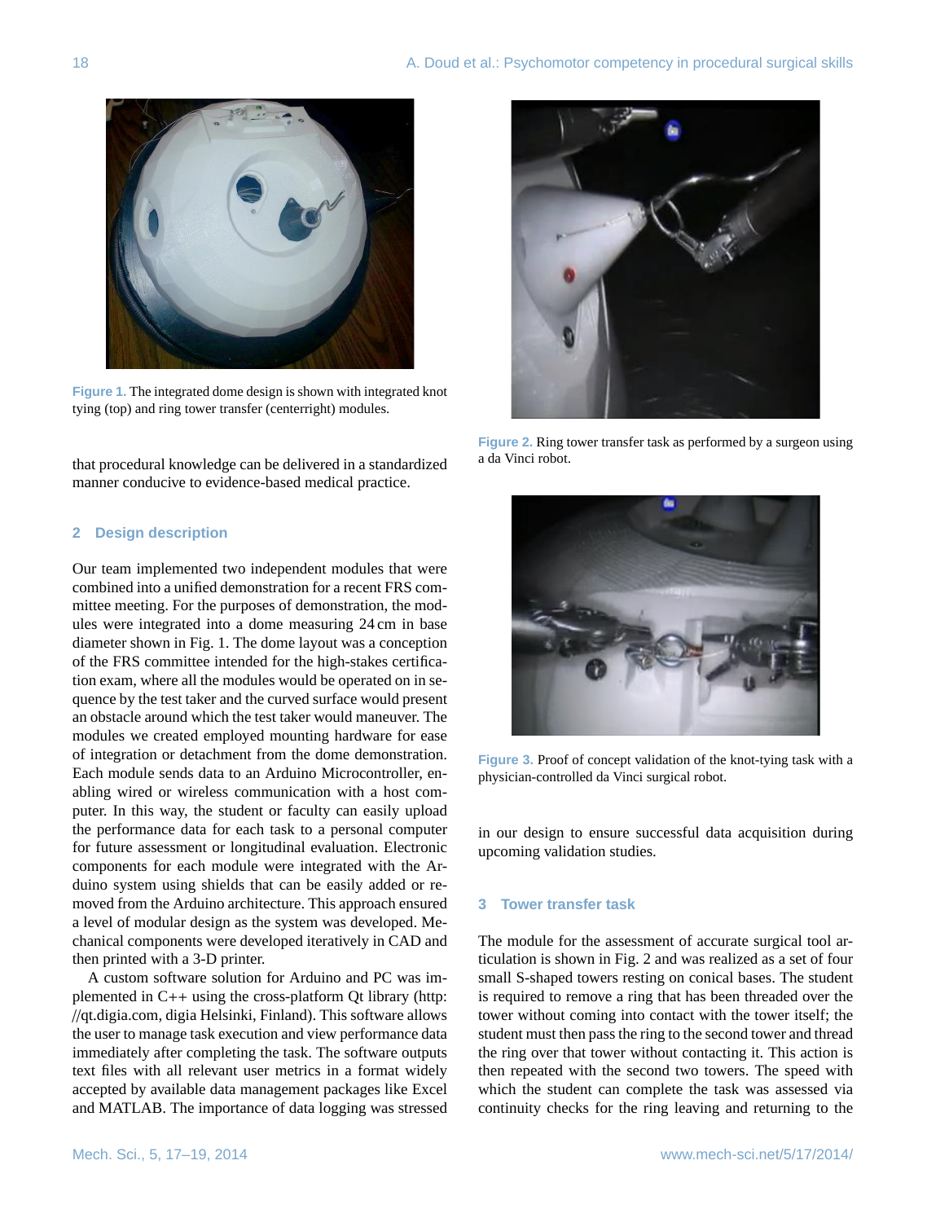Figure 1. The integrated dome design is shown with integrated knot tying (top) and ring tower transfer (centerright) modules.

that procedural knowledge can be delivered in a standardized manner conducive to evidence-based medical practice.

## 2 Design description

Our team implemented two independent modules that were combined into a unified demonstration for a recent FRS committee meeting. For the purposes of demonstration, the modules were integrated into a dome measuring 24 cm in base diameter shown in Fig. 1. The dome layout was a conception of the FRS committee intended for the high-stakes certification exam, where all the modules would be operated on in sequence by the test taker and the curved surface would present an obstacle around which the test taker would maneuver. The modules we created employed mounting hardware for ease of integration or detachment from the dome demonstration. Each module sends data to an Arduino Microcontroller, enabling wired or wireless communication with a host computer. In this way, the student or faculty can easily upload the performance data for each task to a personal computer for future assessment or longitudinal evaluation. Electronic components for each module were integrated with the Arduino system using shields that can be easily added or removed from the Arduino architecture. This approach ensured a level of modular design as the system was developed. Mechanical components were developed iteratively in CAD and then printed with a 3-D printer.

A custom software solution for Arduino and PC was implemented in C++ using the cross-platform Qt library (http://qt.digia.com, digia Helsinki, Finland). This software allows the user to manage task execution and view performance data immediately after completing the task. The software outputs text files with all relevant user metrics in a format widely accepted by available data management packages like Excel and MATLAB. The importance of data logging was stressed in our design to ensure successful data acquisition during upcoming validation studies.

Figure 2. Ring tower transfer task as performed by a surgeon using a da Vinci robot.

Figure 3. Proof of concept validation of the knot-tying task with a physician-controlled da Vinci surgical robot.

## 3 Tower transfer task

The module for the assessment of accurate surgical tool articulation is shown in Fig. 2 and was realized as a set of four small S-shaped towers resting on conical bases. The student is required to remove a ring that has been threaded over the tower without coming into contact with the tower itself; the student must then pass the ring to the second tower and thread the ring over that tower without contacting it. This action is then repeated with the second two towers. The speed with which the student can complete the task was assessed via continuity checks for the ring leaving and returning to the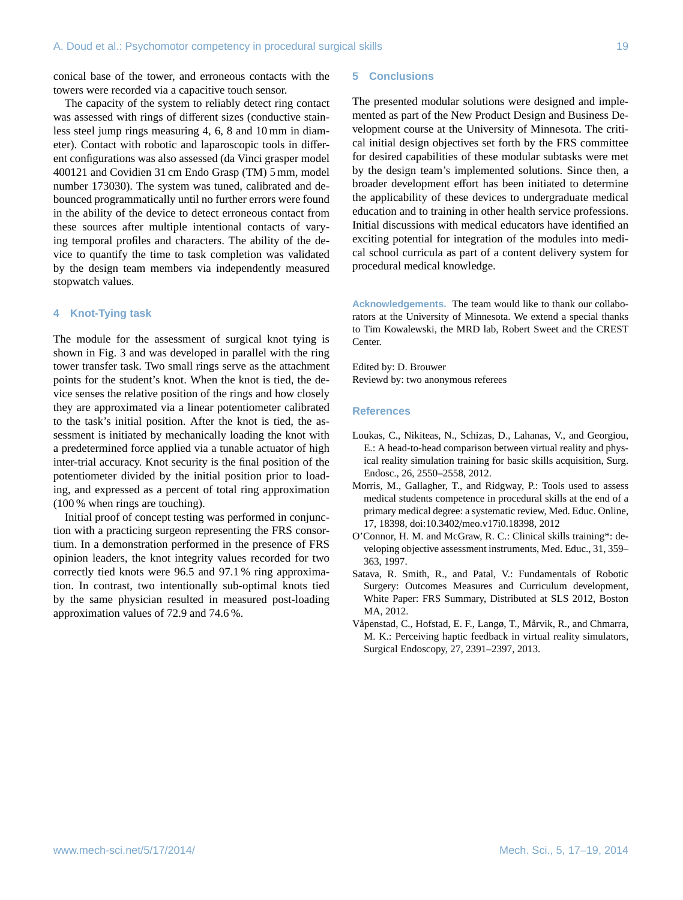conical base of the tower, and erroneous contacts with the towers were recorded via a capacitive touch sensor.

The capacity of the system to reliably detect ring contact was assessed with rings of different sizes (conductive stainless steel jump rings measuring 4, 6, 8 and 10 mm in diameter). Contact with robotic and laparoscopic tools in different configurations was also assessed (da Vinci grasper model 400121 and Covidien 31 cm Endo Grasp (TM) 5 mm, model number 173030). The system was tuned, calibrated and debounced programmatically until no further errors were found in the ability of the device to detect erroneous contact from these sources after multiple intentional contacts of varying temporal profiles and characters. The ability of the device to quantify the time to task completion was validated by the design team members via independently measured stopwatch values.

## 4 Knot-Tying task

The module for the assessment of surgical knot tying is shown in Fig. 3 and was developed in parallel with the ring tower transfer task. Two small rings serve as the attachment points for the student's knot. When the knot is tied, the device senses the relative position of the rings and how closely they are approximated via a linear potentiometer calibrated to the task's initial position. After the knot is tied, the assessment is initiated by mechanically loading the knot with a predetermined force applied via a tunable actuator of high inter-trial accuracy. Knot security is the final position of the potentiometer divided by the initial position prior to loading, and expressed as a percent of total ring approximation (100 % when rings are touching).

Initial proof of concept testing was performed in conjunction with a practicing surgeon representing the FRS consortium. In a demonstration performed in the presence of FRS opinion leaders, the knot integrity values recorded for two correctly tied knots were 96.5 and 97.1 % ring approximation. In contrast, two intentionally sub-optimal knots tied by the same physician resulted in measured post-loading approximation values of 72.9 and 74.6 %.

## 5 Conclusions

The presented modular solutions were designed and implemented as part of the New Product Design and Business Development course at the University of Minnesota. The critical initial design objectives set forth by the FRS committee for desired capabilities of these modular subtasks were met by the design team's implemented solutions. Since then, a broader development effort has been initiated to determine the applicability of these devices to undergraduate medical education and to training in other health service professions. Initial discussions with medical educators have identified an exciting potential for integration of the modules into medical school curricula as part of a content delivery system for procedural medical knowledge.

**Acknowledgements.** The team would like to thank our collaborators at the University of Minnesota. We extend a special thanks to Tim Kowalewski, the MRD lab, Robert Sweet and the CREST Center.

Edited by: D. Brouwer
Reviewd by: two anonymous referees

## References

Loukas, C., Nikiteas, N., Schizas, D., Lahanas, V., and Georgiou, E.: A head-to-head comparison between virtual reality and physical reality simulation training for basic skills acquisition, Surg. Endosc., 26, 2550–2558, 2012.

Morris, M., Gallagher, T., and Ridgway, P.: Tools used to assess medical students competence in procedural skills at the end of a primary medical degree: a systematic review, Med. Educ. Online, 17, 18398, doi:10.3402/meo.v17i0.18398, 2012

O'Connor, H. M. and McGraw, R. C.: Clinical skills training*: developing objective assessment instruments, Med. Educ., 31, 359–363, 1997.

Satava, R. Smith, R., and Patal, V.: Fundamentals of Robotic Surgery: Outcomes Measures and Curriculum development, White Paper: FRS Summary, Distributed at SLS 2012, Boston MA, 2012.

Våpenstad, C., Hofstad, E. F., Langø, T., Mårvik, R., and Chmarra, M. K.: Perceiving haptic feedback in virtual reality simulators, Surgical Endoscopy, 27, 2391–2397, 2013.